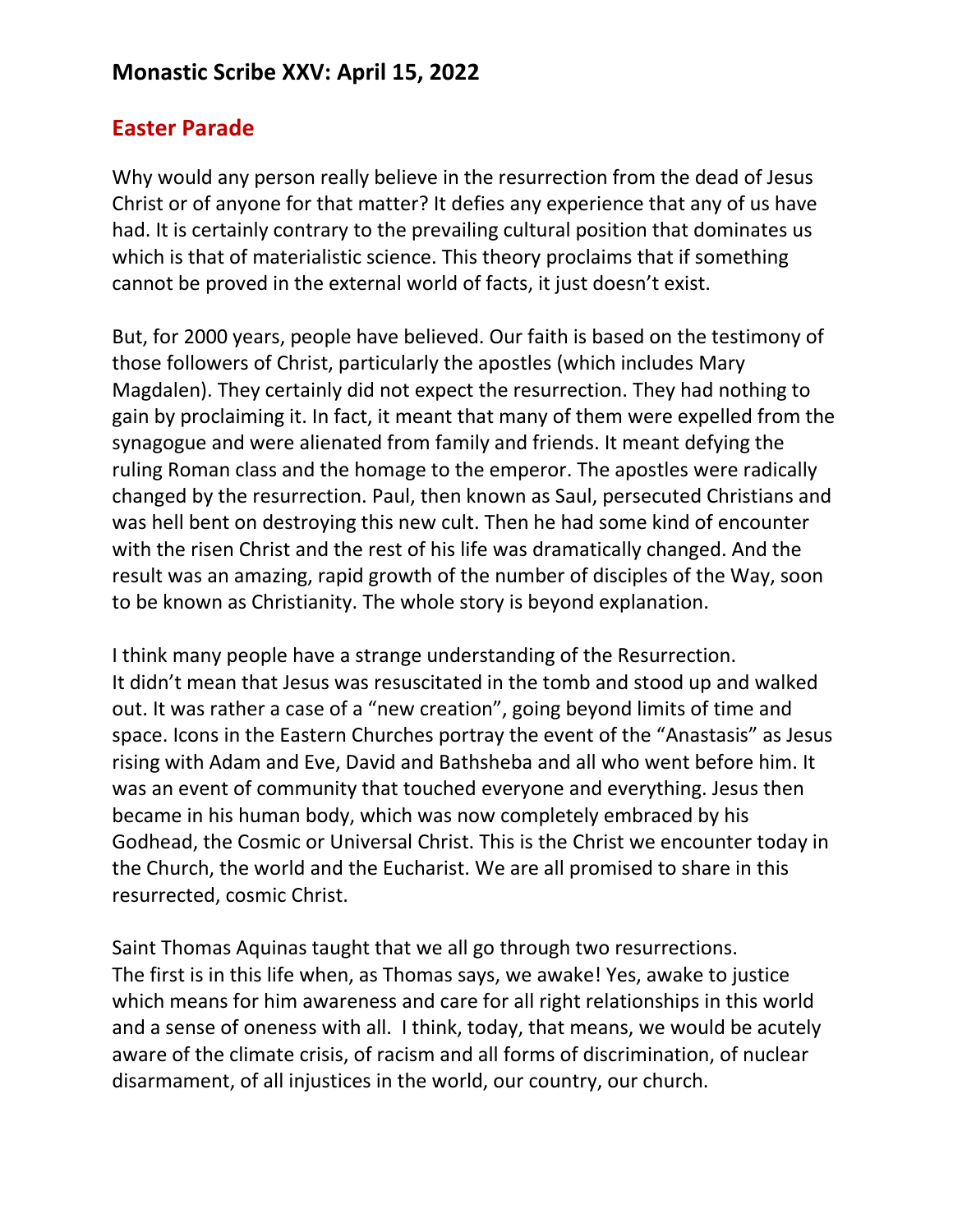## Monastic Scribe XXV: April 15, 2022

## Easter Parade

Why would any person really believe in the resurrection from the dead of Jesus Christ or of anyone for that matter? It defies any experience that any of us have had. It is certainly contrary to the prevailing cultural position that dominates us which is that of materialistic science. This theory proclaims that if something cannot be proved in the external world of facts, it just doesn't exist.

But, for 2000 years, people have believed. Our faith is based on the testimony of those followers of Christ, particularly the apostles (which includes Mary Magdalen). They certainly did not expect the resurrection. They had nothing to gain by proclaiming it. In fact, it meant that many of them were expelled from the synagogue and were alienated from family and friends. It meant defying the ruling Roman class and the homage to the emperor. The apostles were radically changed by the resurrection. Paul, then known as Saul, persecuted Christians and was hell bent on destroying this new cult. Then he had some kind of encounter with the risen Christ and the rest of his life was dramatically changed. And the result was an amazing, rapid growth of the number of disciples of the Way, soon to be known as Christianity. The whole story is beyond explanation.

I think many people have a strange understanding of the Resurrection. It didn't mean that Jesus was resuscitated in the tomb and stood up and walked out. It was rather a case of a "new creation", going beyond limits of time and space. Icons in the Eastern Churches portray the event of the "Anastasis" as Jesus rising with Adam and Eve, David and Bathsheba and all who went before him. It was an event of community that touched everyone and everything. Jesus then became in his human body, which was now completely embraced by his Godhead, the Cosmic or Universal Christ. This is the Christ we encounter today in the Church, the world and the Eucharist. We are all promised to share in this resurrected, cosmic Christ.

Saint Thomas Aquinas taught that we all go through two resurrections. The first is in this life when, as Thomas says, we awake! Yes, awake to justice which means for him awareness and care for all right relationships in this world and a sense of oneness with all. I think, today, that means, we would be acutely aware of the climate crisis, of racism and all forms of discrimination, of nuclear disarmament, of all injustices in the world, our country, our church.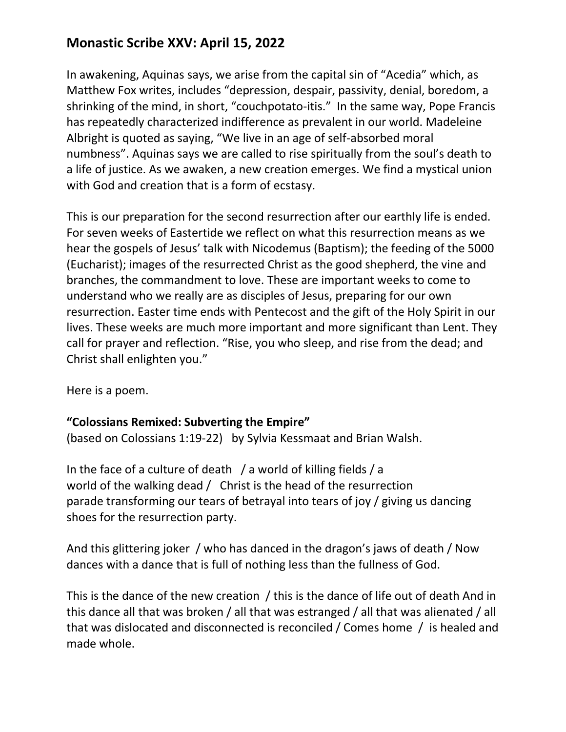## Monastic Scribe XXV: April 15, 2022

In awakening, Aquinas says, we arise from the capital sin of "Acedia" which, as Matthew Fox writes, includes "depression, despair, passivity, denial, boredom, a shrinking of the mind, in short, "couchpotato-itis." In the same way, Pope Francis has repeatedly characterized indifference as prevalent in our world. Madeleine Albright is quoted as saying, "We live in an age of self-absorbed moral numbness". Aquinas says we are called to rise spiritually from the soul's death to a life of justice. As we awaken, a new creation emerges. We find a mystical union with God and creation that is a form of ecstasy.

This is our preparation for the second resurrection after our earthly life is ended. For seven weeks of Eastertide we reflect on what this resurrection means as we hear the gospels of Jesus' talk with Nicodemus (Baptism); the feeding of the 5000 (Eucharist); images of the resurrected Christ as the good shepherd, the vine and branches, the commandment to love. These are important weeks to come to understand who we really are as disciples of Jesus, preparing for our own resurrection. Easter time ends with Pentecost and the gift of the Holy Spirit in our lives. These weeks are much more important and more significant than Lent. They call for prayer and reflection. "Rise, you who sleep, and rise from the dead; and Christ shall enlighten you."

Here is a poem.

**"Colossians Remixed: Subverting the Empire"**
(based on Colossians 1:19-22) by Sylvia Kessmaat and Brian Walsh.

In the face of a culture of death / a world of killing fields / a world of the walking dead / Christ is the head of the resurrection parade transforming our tears of betrayal into tears of joy / giving us dancing shoes for the resurrection party.

And this glittering joker / who has danced in the dragon's jaws of death / Now dances with a dance that is full of nothing less than the fullness of God.

This is the dance of the new creation / this is the dance of life out of death And in this dance all that was broken / all that was estranged / all that was alienated / all that was dislocated and disconnected is reconciled / Comes home / is healed and made whole.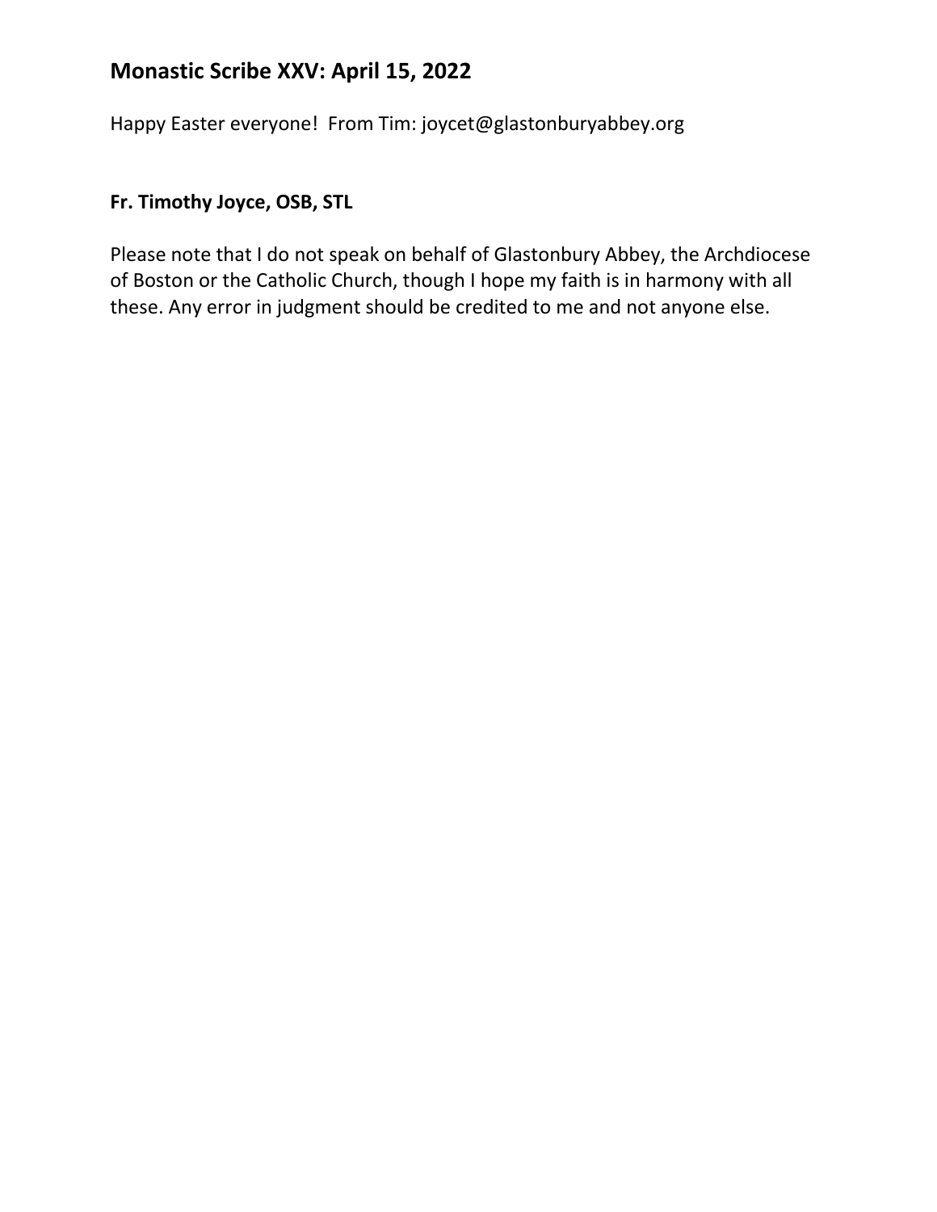## Monastic Scribe XXV: April 15, 2022

Happy Easter everyone! From Tim: joycet@glastonburyabbey.org

**Fr. Timothy Joyce, OSB, STL**

Please note that I do not speak on behalf of Glastonbury Abbey, the Archdiocese of Boston or the Catholic Church, though I hope my faith is in harmony with all these. Any error in judgment should be credited to me and not anyone else.